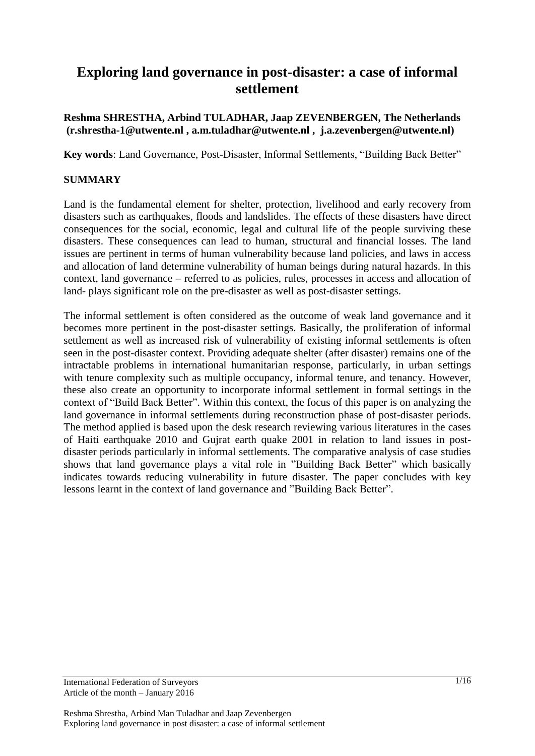# Exploring land governance in post-disaster: a case of informal settlement

**Reshma SHRESTHA, Arbind TULADHAR, Jaap ZEVENBERGEN, The Netherlands (r.shrestha-1@utwente.nl , a.m.tuladhar@utwente.nl , j.a.zevenbergen@utwente.nl)**

**Key words**: Land Governance, Post-Disaster, Informal Settlements, "Building Back Better"

## SUMMARY

Land is the fundamental element for shelter, protection, livelihood and early recovery from disasters such as earthquakes, floods and landslides. The effects of these disasters have direct consequences for the social, economic, legal and cultural life of the people surviving these disasters. These consequences can lead to human, structural and financial losses. The land issues are pertinent in terms of human vulnerability because land policies, and laws in access and allocation of land determine vulnerability of human beings during natural hazards. In this context, land governance – referred to as policies, rules, processes in access and allocation of land- plays significant role on the pre-disaster as well as post-disaster settings.

The informal settlement is often considered as the outcome of weak land governance and it becomes more pertinent in the post-disaster settings. Basically, the proliferation of informal settlement as well as increased risk of vulnerability of existing informal settlements is often seen in the post-disaster context. Providing adequate shelter (after disaster) remains one of the intractable problems in international humanitarian response, particularly, in urban settings with tenure complexity such as multiple occupancy, informal tenure, and tenancy. However, these also create an opportunity to incorporate informal settlement in formal settings in the context of "Build Back Better". Within this context, the focus of this paper is on analyzing the land governance in informal settlements during reconstruction phase of post-disaster periods. The method applied is based upon the desk research reviewing various literatures in the cases of Haiti earthquake 2010 and Gujrat earth quake 2001 in relation to land issues in post-disaster periods particularly in informal settlements. The comparative analysis of case studies shows that land governance plays a vital role in "Building Back Better" which basically indicates towards reducing vulnerability in future disaster. The paper concludes with key lessons learnt in the context of land governance and "Building Back Better".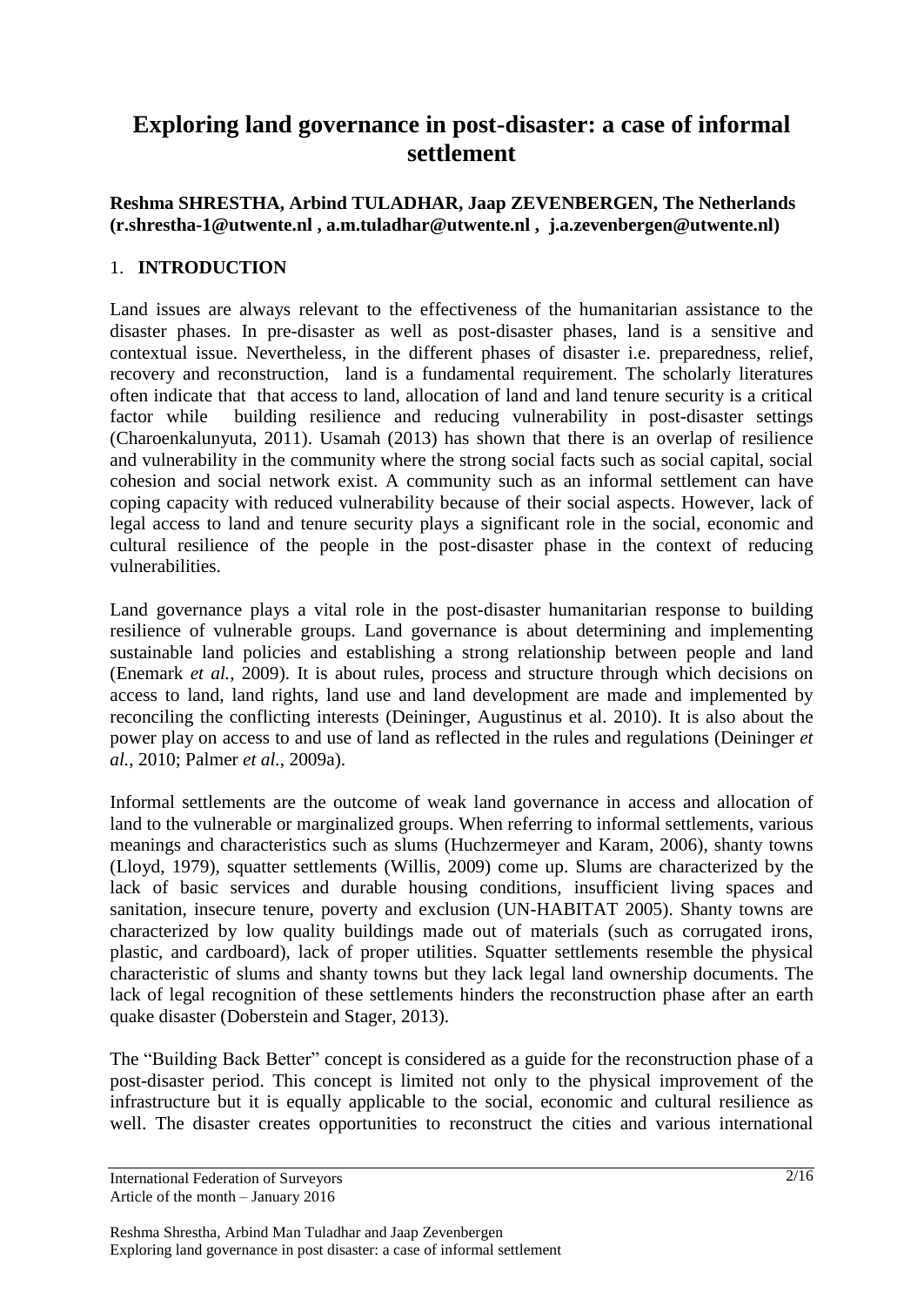# Exploring land governance in post-disaster: a case of informal settlement

**Reshma SHRESTHA, Arbind TULADHAR, Jaap ZEVENBERGEN, The Netherlands (r.shrestha-1@utwente.nl , a.m.tuladhar@utwente.nl , j.a.zevenbergen@utwente.nl)**

## 1. INTRODUCTION

Land issues are always relevant to the effectiveness of the humanitarian assistance to the disaster phases. In pre-disaster as well as post-disaster phases, land is a sensitive and contextual issue. Nevertheless, in the different phases of disaster i.e. preparedness, relief, recovery and reconstruction, land is a fundamental requirement. The scholarly literatures often indicate that that access to land, allocation of land and land tenure security is a critical factor while building resilience and reducing vulnerability in post-disaster settings (Charoenkalunyuta, 2011). Usamah (2013) has shown that there is an overlap of resilience and vulnerability in the community where the strong social facts such as social capital, social cohesion and social network exist. A community such as an informal settlement can have coping capacity with reduced vulnerability because of their social aspects. However, lack of legal access to land and tenure security plays a significant role in the social, economic and cultural resilience of the people in the post-disaster phase in the context of reducing vulnerabilities.

Land governance plays a vital role in the post-disaster humanitarian response to building resilience of vulnerable groups. Land governance is about determining and implementing sustainable land policies and establishing a strong relationship between people and land (Enemark *et al.*, 2009). It is about rules, process and structure through which decisions on access to land, land rights, land use and land development are made and implemented by reconciling the conflicting interests (Deininger, Augustinus et al. 2010). It is also about the power play on access to and use of land as reflected in the rules and regulations (Deininger *et al.*, 2010; Palmer *et al.*, 2009a).

Informal settlements are the outcome of weak land governance in access and allocation of land to the vulnerable or marginalized groups. When referring to informal settlements, various meanings and characteristics such as slums (Huchzermeyer and Karam, 2006), shanty towns (Lloyd, 1979), squatter settlements (Willis, 2009) come up. Slums are characterized by the lack of basic services and durable housing conditions, insufficient living spaces and sanitation, insecure tenure, poverty and exclusion (UN-HABITAT 2005). Shanty towns are characterized by low quality buildings made out of materials (such as corrugated irons, plastic, and cardboard), lack of proper utilities. Squatter settlements resemble the physical characteristic of slums and shanty towns but they lack legal land ownership documents. The lack of legal recognition of these settlements hinders the reconstruction phase after an earth quake disaster (Doberstein and Stager, 2013).

The "Building Back Better" concept is considered as a guide for the reconstruction phase of a post-disaster period. This concept is limited not only to the physical improvement of the infrastructure but it is equally applicable to the social, economic and cultural resilience as well. The disaster creates opportunities to reconstruct the cities and various international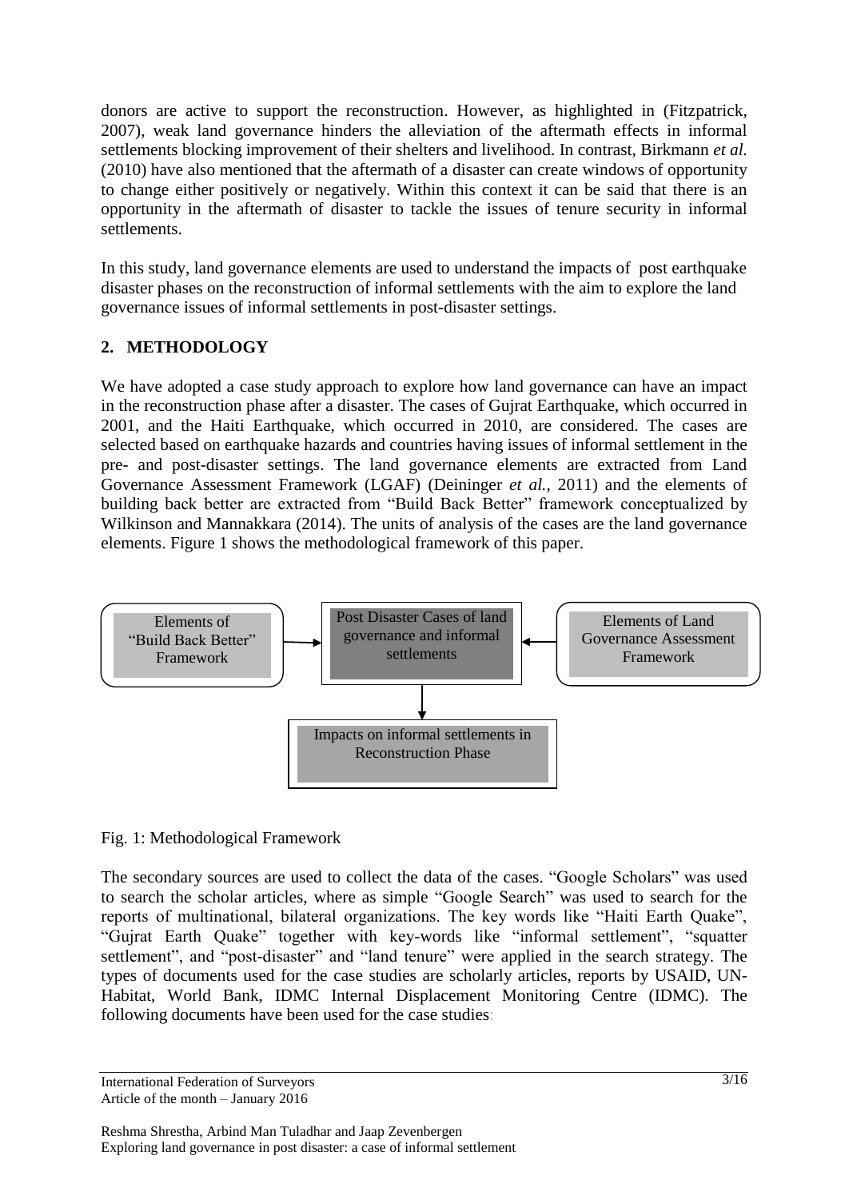donors are active to support the reconstruction. However, as highlighted in (Fitzpatrick, 2007), weak land governance hinders the alleviation of the aftermath effects in informal settlements blocking improvement of their shelters and livelihood. In contrast, Birkmann *et al.* (2010) have also mentioned that the aftermath of a disaster can create windows of opportunity to change either positively or negatively. Within this context it can be said that there is an opportunity in the aftermath of disaster to tackle the issues of tenure security in informal settlements.

In this study, land governance elements are used to understand the impacts of post earthquake disaster phases on the reconstruction of informal settlements with the aim to explore the land governance issues of informal settlements in post-disaster settings.

## 2. METHODOLOGY

We have adopted a case study approach to explore how land governance can have an impact in the reconstruction phase after a disaster. The cases of Gujrat Earthquake, which occurred in 2001, and the Haiti Earthquake, which occurred in 2010, are considered. The cases are selected based on earthquake hazards and countries having issues of informal settlement in the pre- and post-disaster settings. The land governance elements are extracted from Land Governance Assessment Framework (LGAF) (Deininger *et al.*, 2011) and the elements of building back better are extracted from "Build Back Better" framework conceptualized by Wilkinson and Mannakkara (2014). The units of analysis of the cases are the land governance elements. Figure 1 shows the methodological framework of this paper.

Elements of "Build Back Better" Framework → Post Disaster Cases of land governance and informal settlements ← Elements of Land Governance Assessment Framework

Post Disaster Cases of land governance and informal settlements → Impacts on informal settlements in Reconstruction Phase

Fig. 1: Methodological Framework

The secondary sources are used to collect the data of the cases. "Google Scholars" was used to search the scholar articles, where as simple "Google Search" was used to search for the reports of multinational, bilateral organizations. The key words like "Haiti Earth Quake", "Gujrat Earth Quake" together with key-words like "informal settlement", "squatter settlement", and "post-disaster" and "land tenure" were applied in the search strategy. The types of documents used for the case studies are scholarly articles, reports by USAID, UN-Habitat, World Bank, IDMC Internal Displacement Monitoring Centre (IDMC). The following documents have been used for the case studies: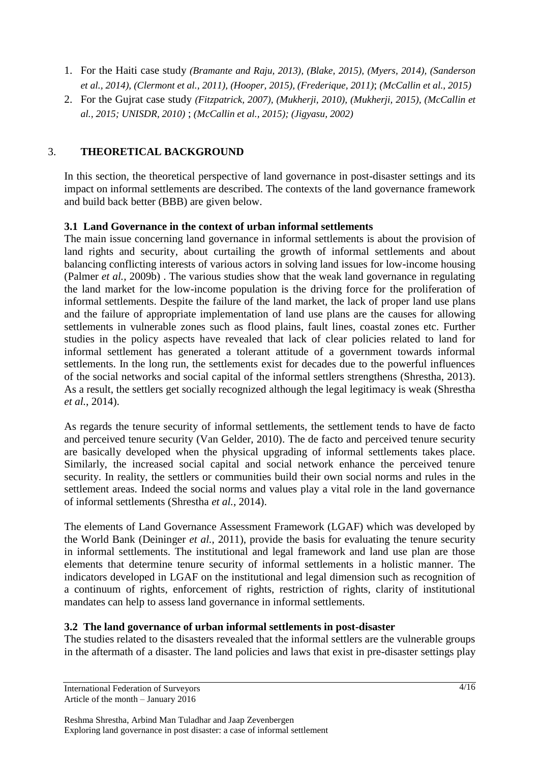1. For the Haiti case study *(Bramante and Raju, 2013), (Blake, 2015), (Myers, 2014), (Sanderson et al., 2014), (Clermont et al., 2011), (Hooper, 2015), (Frederique, 2011)*; *(McCallin et al., 2015)*
2. For the Gujrat case study *(Fitzpatrick, 2007), (Mukherji, 2010), (Mukherji, 2015), (McCallin et al., 2015; UNISDR, 2010)* ; *(McCallin et al., 2015); (Jigyasu, 2002)*

## 3. THEORETICAL BACKGROUND

In this section, the theoretical perspective of land governance in post-disaster settings and its impact on informal settlements are described. The contexts of the land governance framework and build back better (BBB) are given below.

### 3.1 Land Governance in the context of urban informal settlements

The main issue concerning land governance in informal settlements is about the provision of land rights and security, about curtailing the growth of informal settlements and about balancing conflicting interests of various actors in solving land issues for low-income housing (Palmer *et al.*, 2009b) . The various studies show that the weak land governance in regulating the land market for the low-income population is the driving force for the proliferation of informal settlements. Despite the failure of the land market, the lack of proper land use plans and the failure of appropriate implementation of land use plans are the causes for allowing settlements in vulnerable zones such as flood plains, fault lines, coastal zones etc. Further studies in the policy aspects have revealed that lack of clear policies related to land for informal settlement has generated a tolerant attitude of a government towards informal settlements. In the long run, the settlements exist for decades due to the powerful influences of the social networks and social capital of the informal settlers strengthens (Shrestha, 2013). As a result, the settlers get socially recognized although the legal legitimacy is weak (Shrestha *et al.*, 2014).

As regards the tenure security of informal settlements, the settlement tends to have de facto and perceived tenure security (Van Gelder, 2010). The de facto and perceived tenure security are basically developed when the physical upgrading of informal settlements takes place. Similarly, the increased social capital and social network enhance the perceived tenure security. In reality, the settlers or communities build their own social norms and rules in the settlement areas. Indeed the social norms and values play a vital role in the land governance of informal settlements (Shrestha *et al.*, 2014).

The elements of Land Governance Assessment Framework (LGAF) which was developed by the World Bank (Deininger *et al.*, 2011), provide the basis for evaluating the tenure security in informal settlements. The institutional and legal framework and land use plan are those elements that determine tenure security of informal settlements in a holistic manner. The indicators developed in LGAF on the institutional and legal dimension such as recognition of a continuum of rights, enforcement of rights, restriction of rights, clarity of institutional mandates can help to assess land governance in informal settlements.

### 3.2 The land governance of urban informal settlements in post-disaster

The studies related to the disasters revealed that the informal settlers are the vulnerable groups in the aftermath of a disaster. The land policies and laws that exist in pre-disaster settings play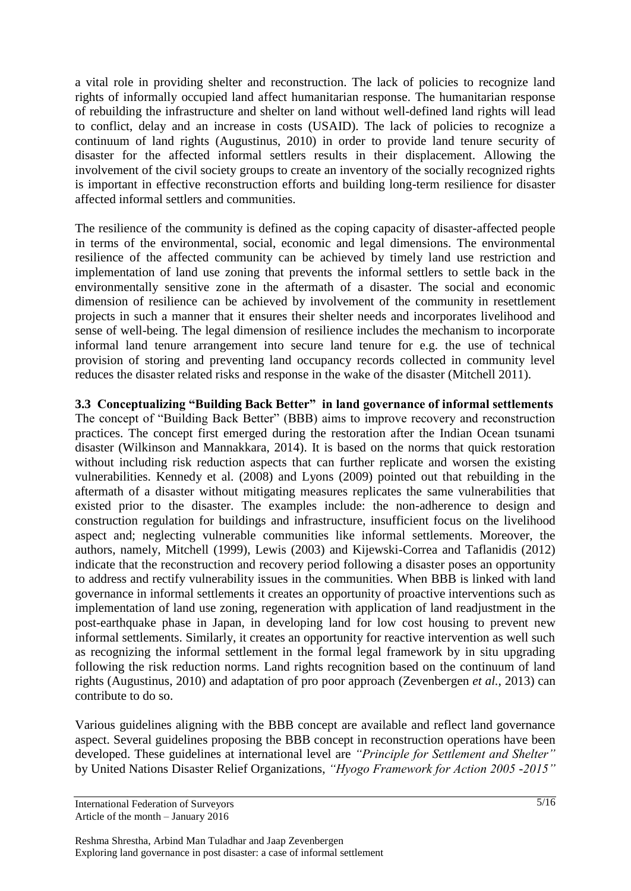a vital role in providing shelter and reconstruction. The lack of policies to recognize land rights of informally occupied land affect humanitarian response. The humanitarian response of rebuilding the infrastructure and shelter on land without well-defined land rights will lead to conflict, delay and an increase in costs (USAID). The lack of policies to recognize a continuum of land rights (Augustinus, 2010) in order to provide land tenure security of disaster for the affected informal settlers results in their displacement. Allowing the involvement of the civil society groups to create an inventory of the socially recognized rights is important in effective reconstruction efforts and building long-term resilience for disaster affected informal settlers and communities.

The resilience of the community is defined as the coping capacity of disaster-affected people in terms of the environmental, social, economic and legal dimensions. The environmental resilience of the affected community can be achieved by timely land use restriction and implementation of land use zoning that prevents the informal settlers to settle back in the environmentally sensitive zone in the aftermath of a disaster. The social and economic dimension of resilience can be achieved by involvement of the community in resettlement projects in such a manner that it ensures their shelter needs and incorporates livelihood and sense of well-being. The legal dimension of resilience includes the mechanism to incorporate informal land tenure arrangement into secure land tenure for e.g. the use of technical provision of storing and preventing land occupancy records collected in community level reduces the disaster related risks and response in the wake of the disaster (Mitchell 2011).

### 3.3 Conceptualizing "Building Back Better" in land governance of informal settlements

The concept of "Building Back Better" (BBB) aims to improve recovery and reconstruction practices. The concept first emerged during the restoration after the Indian Ocean tsunami disaster (Wilkinson and Mannakkara, 2014). It is based on the norms that quick restoration without including risk reduction aspects that can further replicate and worsen the existing vulnerabilities. Kennedy et al. (2008) and Lyons (2009) pointed out that rebuilding in the aftermath of a disaster without mitigating measures replicates the same vulnerabilities that existed prior to the disaster. The examples include: the non-adherence to design and construction regulation for buildings and infrastructure, insufficient focus on the livelihood aspect and; neglecting vulnerable communities like informal settlements. Moreover, the authors, namely, Mitchell (1999), Lewis (2003) and Kijewski-Correa and Taflanidis (2012) indicate that the reconstruction and recovery period following a disaster poses an opportunity to address and rectify vulnerability issues in the communities. When BBB is linked with land governance in informal settlements it creates an opportunity of proactive interventions such as implementation of land use zoning, regeneration with application of land readjustment in the post-earthquake phase in Japan, in developing land for low cost housing to prevent new informal settlements. Similarly, it creates an opportunity for reactive intervention as well such as recognizing the informal settlement in the formal legal framework by in situ upgrading following the risk reduction norms. Land rights recognition based on the continuum of land rights (Augustinus, 2010) and adaptation of pro poor approach (Zevenbergen *et al.*, 2013) can contribute to do so.

Various guidelines aligning with the BBB concept are available and reflect land governance aspect. Several guidelines proposing the BBB concept in reconstruction operations have been developed. These guidelines at international level are *"Principle for Settlement and Shelter"* by United Nations Disaster Relief Organizations, *"Hyogo Framework for Action 2005 -2015"*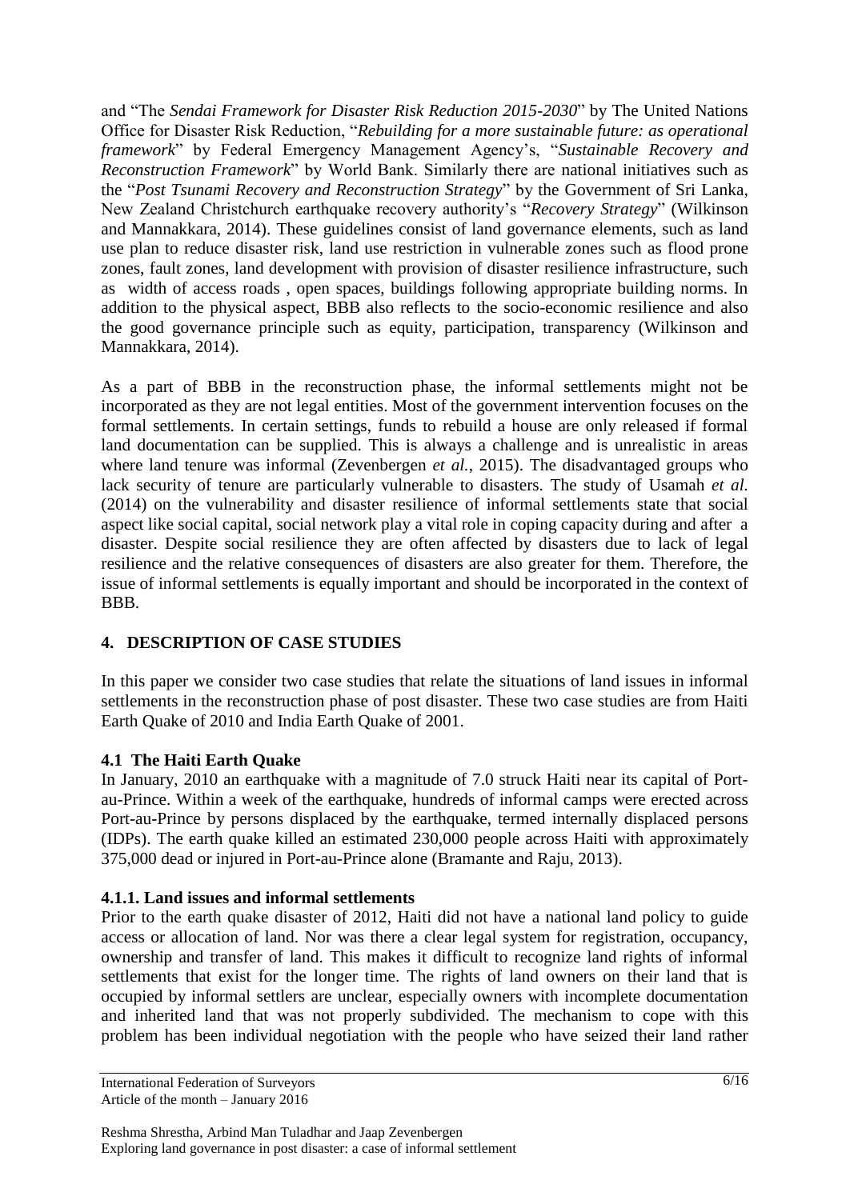and "The *Sendai Framework for Disaster Risk Reduction 2015-2030*" by The United Nations Office for Disaster Risk Reduction, "*Rebuilding for a more sustainable future: as operational framework*" by Federal Emergency Management Agency's, "*Sustainable Recovery and Reconstruction Framework*" by World Bank. Similarly there are national initiatives such as the "*Post Tsunami Recovery and Reconstruction Strategy*" by the Government of Sri Lanka, New Zealand Christchurch earthquake recovery authority's "*Recovery Strategy*" (Wilkinson and Mannakkara, 2014). These guidelines consist of land governance elements, such as land use plan to reduce disaster risk, land use restriction in vulnerable zones such as flood prone zones, fault zones, land development with provision of disaster resilience infrastructure, such as width of access roads , open spaces, buildings following appropriate building norms. In addition to the physical aspect, BBB also reflects to the socio-economic resilience and also the good governance principle such as equity, participation, transparency (Wilkinson and Mannakkara, 2014).

As a part of BBB in the reconstruction phase, the informal settlements might not be incorporated as they are not legal entities. Most of the government intervention focuses on the formal settlements. In certain settings, funds to rebuild a house are only released if formal land documentation can be supplied. This is always a challenge and is unrealistic in areas where land tenure was informal (Zevenbergen *et al.,* 2015). The disadvantaged groups who lack security of tenure are particularly vulnerable to disasters. The study of Usamah *et al.* (2014) on the vulnerability and disaster resilience of informal settlements state that social aspect like social capital, social network play a vital role in coping capacity during and after a disaster. Despite social resilience they are often affected by disasters due to lack of legal resilience and the relative consequences of disasters are also greater for them. Therefore, the issue of informal settlements is equally important and should be incorporated in the context of BBB.

## 4. DESCRIPTION OF CASE STUDIES

In this paper we consider two case studies that relate the situations of land issues in informal settlements in the reconstruction phase of post disaster. These two case studies are from Haiti Earth Quake of 2010 and India Earth Quake of 2001.

### 4.1 The Haiti Earth Quake

In January, 2010 an earthquake with a magnitude of 7.0 struck Haiti near its capital of Port-au-Prince. Within a week of the earthquake, hundreds of informal camps were erected across Port-au-Prince by persons displaced by the earthquake, termed internally displaced persons (IDPs). The earth quake killed an estimated 230,000 people across Haiti with approximately 375,000 dead or injured in Port-au-Prince alone (Bramante and Raju, 2013).

#### 4.1.1. Land issues and informal settlements

Prior to the earth quake disaster of 2012, Haiti did not have a national land policy to guide access or allocation of land. Nor was there a clear legal system for registration, occupancy, ownership and transfer of land. This makes it difficult to recognize land rights of informal settlements that exist for the longer time. The rights of land owners on their land that is occupied by informal settlers are unclear, especially owners with incomplete documentation and inherited land that was not properly subdivided. The mechanism to cope with this problem has been individual negotiation with the people who have seized their land rather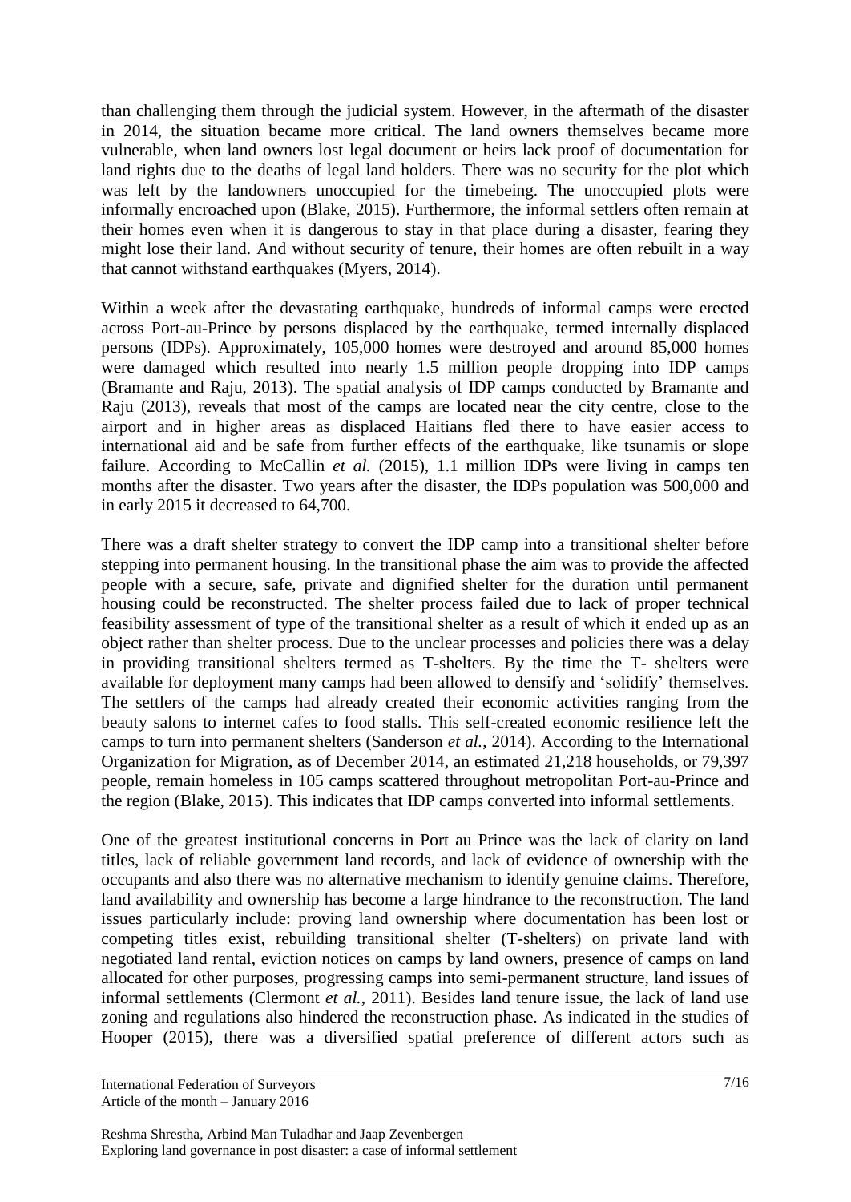than challenging them through the judicial system. However, in the aftermath of the disaster in 2014, the situation became more critical. The land owners themselves became more vulnerable, when land owners lost legal document or heirs lack proof of documentation for land rights due to the deaths of legal land holders. There was no security for the plot which was left by the landowners unoccupied for the timebeing. The unoccupied plots were informally encroached upon (Blake, 2015). Furthermore, the informal settlers often remain at their homes even when it is dangerous to stay in that place during a disaster, fearing they might lose their land. And without security of tenure, their homes are often rebuilt in a way that cannot withstand earthquakes (Myers, 2014).

Within a week after the devastating earthquake, hundreds of informal camps were erected across Port-au-Prince by persons displaced by the earthquake, termed internally displaced persons (IDPs). Approximately, 105,000 homes were destroyed and around 85,000 homes were damaged which resulted into nearly 1.5 million people dropping into IDP camps (Bramante and Raju, 2013). The spatial analysis of IDP camps conducted by Bramante and Raju (2013), reveals that most of the camps are located near the city centre, close to the airport and in higher areas as displaced Haitians fled there to have easier access to international aid and be safe from further effects of the earthquake, like tsunamis or slope failure. According to McCallin *et al.* (2015), 1.1 million IDPs were living in camps ten months after the disaster. Two years after the disaster, the IDPs population was 500,000 and in early 2015 it decreased to 64,700.

There was a draft shelter strategy to convert the IDP camp into a transitional shelter before stepping into permanent housing. In the transitional phase the aim was to provide the affected people with a secure, safe, private and dignified shelter for the duration until permanent housing could be reconstructed. The shelter process failed due to lack of proper technical feasibility assessment of type of the transitional shelter as a result of which it ended up as an object rather than shelter process. Due to the unclear processes and policies there was a delay in providing transitional shelters termed as T-shelters. By the time the T- shelters were available for deployment many camps had been allowed to densify and 'solidify' themselves. The settlers of the camps had already created their economic activities ranging from the beauty salons to internet cafes to food stalls. This self-created economic resilience left the camps to turn into permanent shelters (Sanderson *et al.*, 2014). According to the International Organization for Migration, as of December 2014, an estimated 21,218 households, or 79,397 people, remain homeless in 105 camps scattered throughout metropolitan Port-au-Prince and the region (Blake, 2015). This indicates that IDP camps converted into informal settlements.

One of the greatest institutional concerns in Port au Prince was the lack of clarity on land titles, lack of reliable government land records, and lack of evidence of ownership with the occupants and also there was no alternative mechanism to identify genuine claims. Therefore, land availability and ownership has become a large hindrance to the reconstruction. The land issues particularly include: proving land ownership where documentation has been lost or competing titles exist, rebuilding transitional shelter (T-shelters) on private land with negotiated land rental, eviction notices on camps by land owners, presence of camps on land allocated for other purposes, progressing camps into semi-permanent structure, land issues of informal settlements (Clermont *et al.*, 2011). Besides land tenure issue, the lack of land use zoning and regulations also hindered the reconstruction phase. As indicated in the studies of Hooper (2015), there was a diversified spatial preference of different actors such as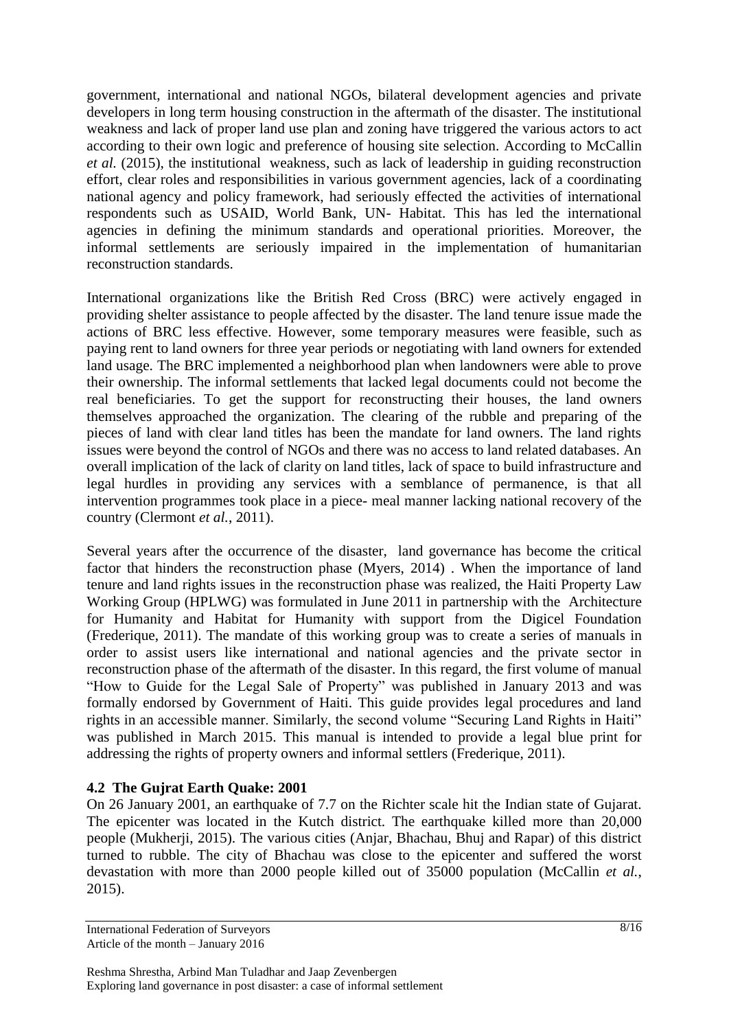government, international and national NGOs, bilateral development agencies and private developers in long term housing construction in the aftermath of the disaster. The institutional weakness and lack of proper land use plan and zoning have triggered the various actors to act according to their own logic and preference of housing site selection. According to McCallin *et al.* (2015), the institutional weakness, such as lack of leadership in guiding reconstruction effort, clear roles and responsibilities in various government agencies, lack of a coordinating national agency and policy framework, had seriously effected the activities of international respondents such as USAID, World Bank, UN- Habitat. This has led the international agencies in defining the minimum standards and operational priorities. Moreover, the informal settlements are seriously impaired in the implementation of humanitarian reconstruction standards.

International organizations like the British Red Cross (BRC) were actively engaged in providing shelter assistance to people affected by the disaster. The land tenure issue made the actions of BRC less effective. However, some temporary measures were feasible, such as paying rent to land owners for three year periods or negotiating with land owners for extended land usage. The BRC implemented a neighborhood plan when landowners were able to prove their ownership. The informal settlements that lacked legal documents could not become the real beneficiaries. To get the support for reconstructing their houses, the land owners themselves approached the organization. The clearing of the rubble and preparing of the pieces of land with clear land titles has been the mandate for land owners. The land rights issues were beyond the control of NGOs and there was no access to land related databases. An overall implication of the lack of clarity on land titles, lack of space to build infrastructure and legal hurdles in providing any services with a semblance of permanence, is that all intervention programmes took place in a piece- meal manner lacking national recovery of the country (Clermont *et al.*, 2011).

Several years after the occurrence of the disaster, land governance has become the critical factor that hinders the reconstruction phase (Myers, 2014) . When the importance of land tenure and land rights issues in the reconstruction phase was realized, the Haiti Property Law Working Group (HPLWG) was formulated in June 2011 in partnership with the Architecture for Humanity and Habitat for Humanity with support from the Digicel Foundation (Frederique, 2011). The mandate of this working group was to create a series of manuals in order to assist users like international and national agencies and the private sector in reconstruction phase of the aftermath of the disaster. In this regard, the first volume of manual "How to Guide for the Legal Sale of Property" was published in January 2013 and was formally endorsed by Government of Haiti. This guide provides legal procedures and land rights in an accessible manner. Similarly, the second volume "Securing Land Rights in Haiti" was published in March 2015. This manual is intended to provide a legal blue print for addressing the rights of property owners and informal settlers (Frederique, 2011).

### 4.2 The Gujrat Earth Quake: 2001

On 26 January 2001, an earthquake of 7.7 on the Richter scale hit the Indian state of Gujarat. The epicenter was located in the Kutch district. The earthquake killed more than 20,000 people (Mukherji, 2015). The various cities (Anjar, Bhachau, Bhuj and Rapar) of this district turned to rubble. The city of Bhachau was close to the epicenter and suffered the worst devastation with more than 2000 people killed out of 35000 population (McCallin *et al.*, 2015).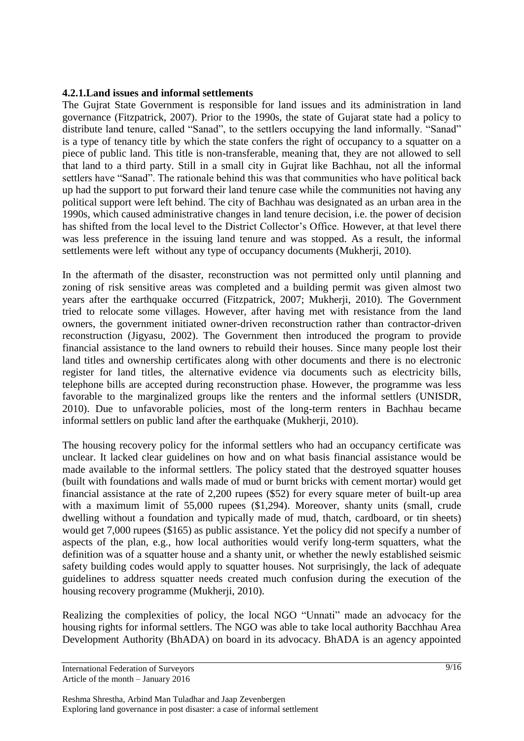#### 4.2.1.Land issues and informal settlements

The Gujrat State Government is responsible for land issues and its administration in land governance (Fitzpatrick, 2007). Prior to the 1990s, the state of Gujarat state had a policy to distribute land tenure, called "Sanad", to the settlers occupying the land informally. "Sanad" is a type of tenancy title by which the state confers the right of occupancy to a squatter on a piece of public land. This title is non-transferable, meaning that, they are not allowed to sell that land to a third party. Still in a small city in Gujrat like Bachhau, not all the informal settlers have "Sanad". The rationale behind this was that communities who have political back up had the support to put forward their land tenure case while the communities not having any political support were left behind. The city of Bachhau was designated as an urban area in the 1990s, which caused administrative changes in land tenure decision, i.e. the power of decision has shifted from the local level to the District Collector's Office. However, at that level there was less preference in the issuing land tenure and was stopped. As a result, the informal settlements were left without any type of occupancy documents (Mukherji, 2010).

In the aftermath of the disaster, reconstruction was not permitted only until planning and zoning of risk sensitive areas was completed and a building permit was given almost two years after the earthquake occurred (Fitzpatrick, 2007; Mukherji, 2010). The Government tried to relocate some villages. However, after having met with resistance from the land owners, the government initiated owner-driven reconstruction rather than contractor-driven reconstruction (Jigyasu, 2002). The Government then introduced the program to provide financial assistance to the land owners to rebuild their houses. Since many people lost their land titles and ownership certificates along with other documents and there is no electronic register for land titles, the alternative evidence via documents such as electricity bills, telephone bills are accepted during reconstruction phase. However, the programme was less favorable to the marginalized groups like the renters and the informal settlers (UNISDR, 2010). Due to unfavorable policies, most of the long-term renters in Bachhau became informal settlers on public land after the earthquake (Mukherji, 2010).

The housing recovery policy for the informal settlers who had an occupancy certificate was unclear. It lacked clear guidelines on how and on what basis financial assistance would be made available to the informal settlers. The policy stated that the destroyed squatter houses (built with foundations and walls made of mud or burnt bricks with cement mortar) would get financial assistance at the rate of 2,200 rupees ($52) for every square meter of built-up area with a maximum limit of 55,000 rupees ($1,294). Moreover, shanty units (small, crude dwelling without a foundation and typically made of mud, thatch, cardboard, or tin sheets) would get 7,000 rupees ($165) as public assistance. Yet the policy did not specify a number of aspects of the plan, e.g., how local authorities would verify long-term squatters, what the definition was of a squatter house and a shanty unit, or whether the newly established seismic safety building codes would apply to squatter houses. Not surprisingly, the lack of adequate guidelines to address squatter needs created much confusion during the execution of the housing recovery programme (Mukherji, 2010).

Realizing the complexities of policy, the local NGO "Unnati" made an advocacy for the housing rights for informal settlers. The NGO was able to take local authority Bacchhau Area Development Authority (BhADA) on board in its advocacy. BhADA is an agency appointed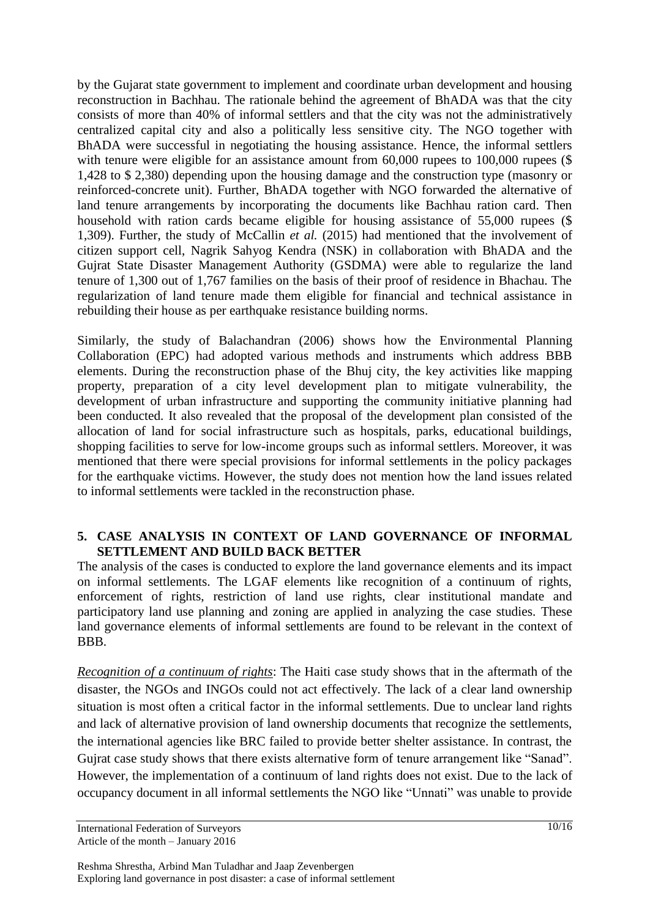by the Gujarat state government to implement and coordinate urban development and housing reconstruction in Bachhau. The rationale behind the agreement of BhADA was that the city consists of more than 40% of informal settlers and that the city was not the administratively centralized capital city and also a politically less sensitive city. The NGO together with BhADA were successful in negotiating the housing assistance. Hence, the informal settlers with tenure were eligible for an assistance amount from 60,000 rupees to 100,000 rupees ($ 1,428 to $ 2,380) depending upon the housing damage and the construction type (masonry or reinforced-concrete unit). Further, BhADA together with NGO forwarded the alternative of land tenure arrangements by incorporating the documents like Bachhau ration card. Then household with ration cards became eligible for housing assistance of 55,000 rupees ($ 1,309). Further, the study of McCallin *et al.* (2015) had mentioned that the involvement of citizen support cell, Nagrik Sahyog Kendra (NSK) in collaboration with BhADA and the Gujrat State Disaster Management Authority (GSDMA) were able to regularize the land tenure of 1,300 out of 1,767 families on the basis of their proof of residence in Bhachau. The regularization of land tenure made them eligible for financial and technical assistance in rebuilding their house as per earthquake resistance building norms.

Similarly, the study of Balachandran (2006) shows how the Environmental Planning Collaboration (EPC) had adopted various methods and instruments which address BBB elements. During the reconstruction phase of the Bhuj city, the key activities like mapping property, preparation of a city level development plan to mitigate vulnerability, the development of urban infrastructure and supporting the community initiative planning had been conducted. It also revealed that the proposal of the development plan consisted of the allocation of land for social infrastructure such as hospitals, parks, educational buildings, shopping facilities to serve for low-income groups such as informal settlers. Moreover, it was mentioned that there were special provisions for informal settlements in the policy packages for the earthquake victims. However, the study does not mention how the land issues related to informal settlements were tackled in the reconstruction phase.

## 5. CASE ANALYSIS IN CONTEXT OF LAND GOVERNANCE OF INFORMAL SETTLEMENT AND BUILD BACK BETTER

The analysis of the cases is conducted to explore the land governance elements and its impact on informal settlements. The LGAF elements like recognition of a continuum of rights, enforcement of rights, restriction of land use rights, clear institutional mandate and participatory land use planning and zoning are applied in analyzing the case studies. These land governance elements of informal settlements are found to be relevant in the context of BBB.

*Recognition of a continuum of rights*: The Haiti case study shows that in the aftermath of the disaster, the NGOs and INGOs could not act effectively. The lack of a clear land ownership situation is most often a critical factor in the informal settlements. Due to unclear land rights and lack of alternative provision of land ownership documents that recognize the settlements, the international agencies like BRC failed to provide better shelter assistance. In contrast, the Gujrat case study shows that there exists alternative form of tenure arrangement like "Sanad". However, the implementation of a continuum of land rights does not exist. Due to the lack of occupancy document in all informal settlements the NGO like "Unnati" was unable to provide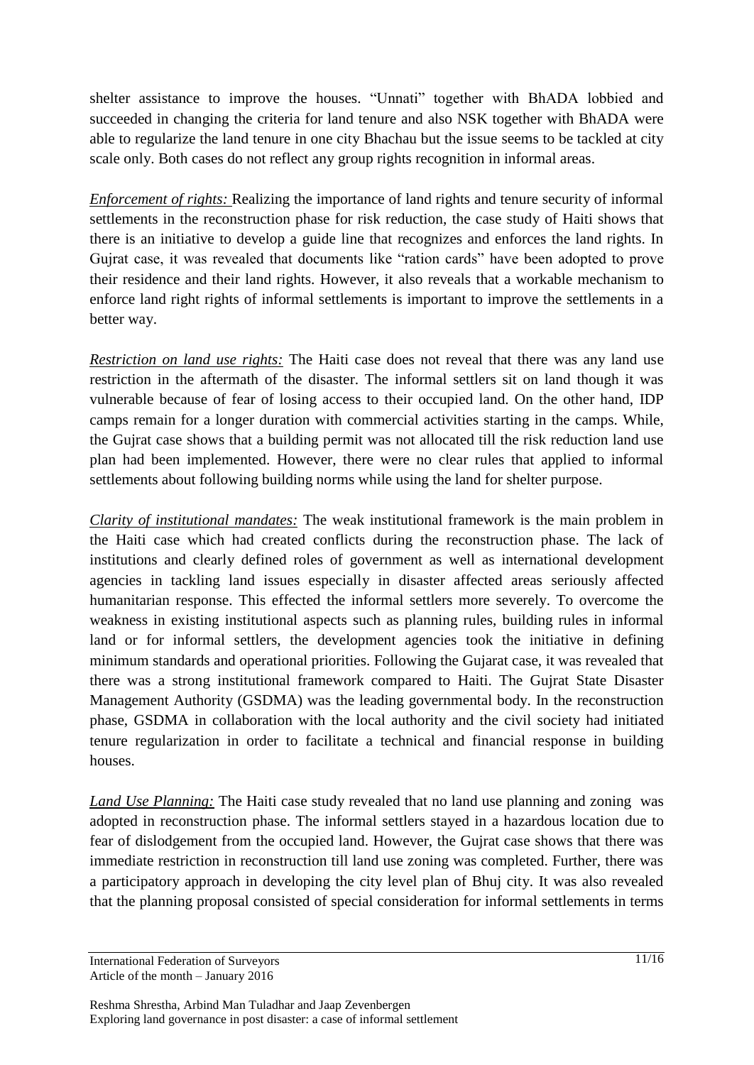shelter assistance to improve the houses. "Unnati" together with BhADA lobbied and succeeded in changing the criteria for land tenure and also NSK together with BhADA were able to regularize the land tenure in one city Bhachau but the issue seems to be tackled at city scale only. Both cases do not reflect any group rights recognition in informal areas.

*Enforcement of rights:* Realizing the importance of land rights and tenure security of informal settlements in the reconstruction phase for risk reduction, the case study of Haiti shows that there is an initiative to develop a guide line that recognizes and enforces the land rights. In Gujrat case, it was revealed that documents like "ration cards" have been adopted to prove their residence and their land rights. However, it also reveals that a workable mechanism to enforce land right rights of informal settlements is important to improve the settlements in a better way.

*Restriction on land use rights:* The Haiti case does not reveal that there was any land use restriction in the aftermath of the disaster. The informal settlers sit on land though it was vulnerable because of fear of losing access to their occupied land. On the other hand, IDP camps remain for a longer duration with commercial activities starting in the camps. While, the Gujrat case shows that a building permit was not allocated till the risk reduction land use plan had been implemented. However, there were no clear rules that applied to informal settlements about following building norms while using the land for shelter purpose.

*Clarity of institutional mandates:* The weak institutional framework is the main problem in the Haiti case which had created conflicts during the reconstruction phase. The lack of institutions and clearly defined roles of government as well as international development agencies in tackling land issues especially in disaster affected areas seriously affected humanitarian response. This effected the informal settlers more severely. To overcome the weakness in existing institutional aspects such as planning rules, building rules in informal land or for informal settlers, the development agencies took the initiative in defining minimum standards and operational priorities. Following the Gujarat case, it was revealed that there was a strong institutional framework compared to Haiti. The Gujrat State Disaster Management Authority (GSDMA) was the leading governmental body. In the reconstruction phase, GSDMA in collaboration with the local authority and the civil society had initiated tenure regularization in order to facilitate a technical and financial response in building houses.

*Land Use Planning:* The Haiti case study revealed that no land use planning and zoning was adopted in reconstruction phase. The informal settlers stayed in a hazardous location due to fear of dislodgement from the occupied land. However, the Gujrat case shows that there was immediate restriction in reconstruction till land use zoning was completed. Further, there was a participatory approach in developing the city level plan of Bhuj city. It was also revealed that the planning proposal consisted of special consideration for informal settlements in terms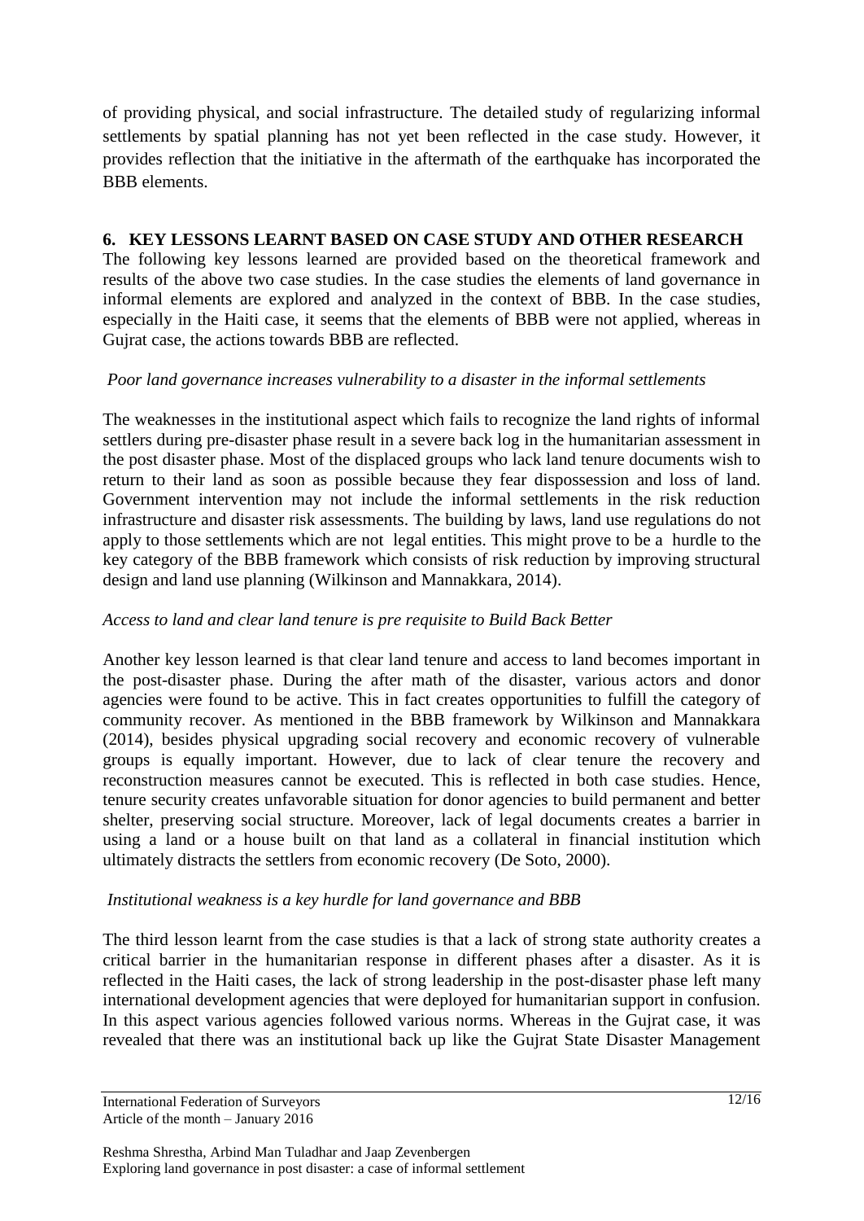of providing physical, and social infrastructure. The detailed study of regularizing informal settlements by spatial planning has not yet been reflected in the case study. However, it provides reflection that the initiative in the aftermath of the earthquake has incorporated the BBB elements.

## 6. KEY LESSONS LEARNT BASED ON CASE STUDY AND OTHER RESEARCH

The following key lessons learned are provided based on the theoretical framework and results of the above two case studies. In the case studies the elements of land governance in informal elements are explored and analyzed in the context of BBB. In the case studies, especially in the Haiti case, it seems that the elements of BBB were not applied, whereas in Gujrat case, the actions towards BBB are reflected.

*Poor land governance increases vulnerability to a disaster in the informal settlements*

The weaknesses in the institutional aspect which fails to recognize the land rights of informal settlers during pre-disaster phase result in a severe back log in the humanitarian assessment in the post disaster phase. Most of the displaced groups who lack land tenure documents wish to return to their land as soon as possible because they fear dispossession and loss of land. Government intervention may not include the informal settlements in the risk reduction infrastructure and disaster risk assessments. The building by laws, land use regulations do not apply to those settlements which are not legal entities. This might prove to be a hurdle to the key category of the BBB framework which consists of risk reduction by improving structural design and land use planning (Wilkinson and Mannakkara, 2014).

*Access to land and clear land tenure is pre requisite to Build Back Better*

Another key lesson learned is that clear land tenure and access to land becomes important in the post-disaster phase. During the after math of the disaster, various actors and donor agencies were found to be active. This in fact creates opportunities to fulfill the category of community recover. As mentioned in the BBB framework by Wilkinson and Mannakkara (2014), besides physical upgrading social recovery and economic recovery of vulnerable groups is equally important. However, due to lack of clear tenure the recovery and reconstruction measures cannot be executed. This is reflected in both case studies. Hence, tenure security creates unfavorable situation for donor agencies to build permanent and better shelter, preserving social structure. Moreover, lack of legal documents creates a barrier in using a land or a house built on that land as a collateral in financial institution which ultimately distracts the settlers from economic recovery (De Soto, 2000).

*Institutional weakness is a key hurdle for land governance and BBB*

The third lesson learnt from the case studies is that a lack of strong state authority creates a critical barrier in the humanitarian response in different phases after a disaster. As it is reflected in the Haiti cases, the lack of strong leadership in the post-disaster phase left many international development agencies that were deployed for humanitarian support in confusion. In this aspect various agencies followed various norms. Whereas in the Gujrat case, it was revealed that there was an institutional back up like the Gujrat State Disaster Management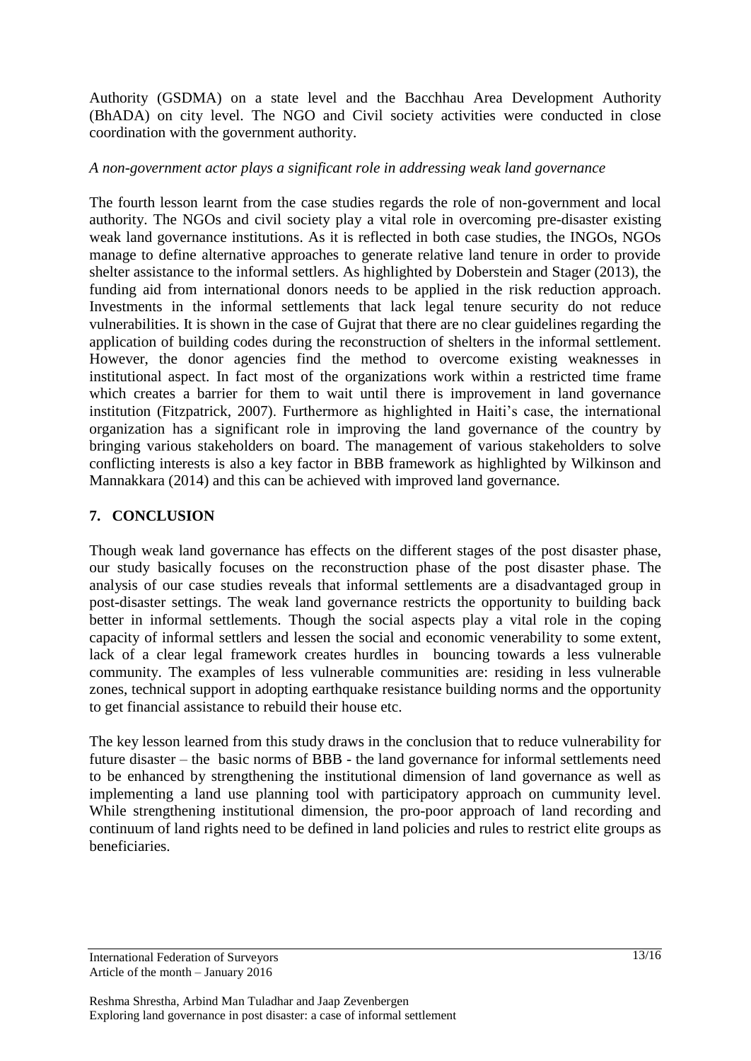Authority (GSDMA) on a state level and the Bacchhau Area Development Authority (BhADA) on city level. The NGO and Civil society activities were conducted in close coordination with the government authority.

*A non-government actor plays a significant role in addressing weak land governance*

The fourth lesson learnt from the case studies regards the role of non-government and local authority. The NGOs and civil society play a vital role in overcoming pre-disaster existing weak land governance institutions. As it is reflected in both case studies, the INGOs, NGOs manage to define alternative approaches to generate relative land tenure in order to provide shelter assistance to the informal settlers. As highlighted by Doberstein and Stager (2013), the funding aid from international donors needs to be applied in the risk reduction approach. Investments in the informal settlements that lack legal tenure security do not reduce vulnerabilities. It is shown in the case of Gujrat that there are no clear guidelines regarding the application of building codes during the reconstruction of shelters in the informal settlement. However, the donor agencies find the method to overcome existing weaknesses in institutional aspect. In fact most of the organizations work within a restricted time frame which creates a barrier for them to wait until there is improvement in land governance institution (Fitzpatrick, 2007). Furthermore as highlighted in Haiti's case, the international organization has a significant role in improving the land governance of the country by bringing various stakeholders on board. The management of various stakeholders to solve conflicting interests is also a key factor in BBB framework as highlighted by Wilkinson and Mannakkara (2014) and this can be achieved with improved land governance.

## 7. CONCLUSION

Though weak land governance has effects on the different stages of the post disaster phase, our study basically focuses on the reconstruction phase of the post disaster phase. The analysis of our case studies reveals that informal settlements are a disadvantaged group in post-disaster settings. The weak land governance restricts the opportunity to building back better in informal settlements. Though the social aspects play a vital role in the coping capacity of informal settlers and lessen the social and economic venerability to some extent, lack of a clear legal framework creates hurdles in bouncing towards a less vulnerable community. The examples of less vulnerable communities are: residing in less vulnerable zones, technical support in adopting earthquake resistance building norms and the opportunity to get financial assistance to rebuild their house etc.

The key lesson learned from this study draws in the conclusion that to reduce vulnerability for future disaster – the basic norms of BBB - the land governance for informal settlements need to be enhanced by strengthening the institutional dimension of land governance as well as implementing a land use planning tool with participatory approach on cummunity level. While strengthening institutional dimension, the pro-poor approach of land recording and continuum of land rights need to be defined in land policies and rules to restrict elite groups as beneficiaries.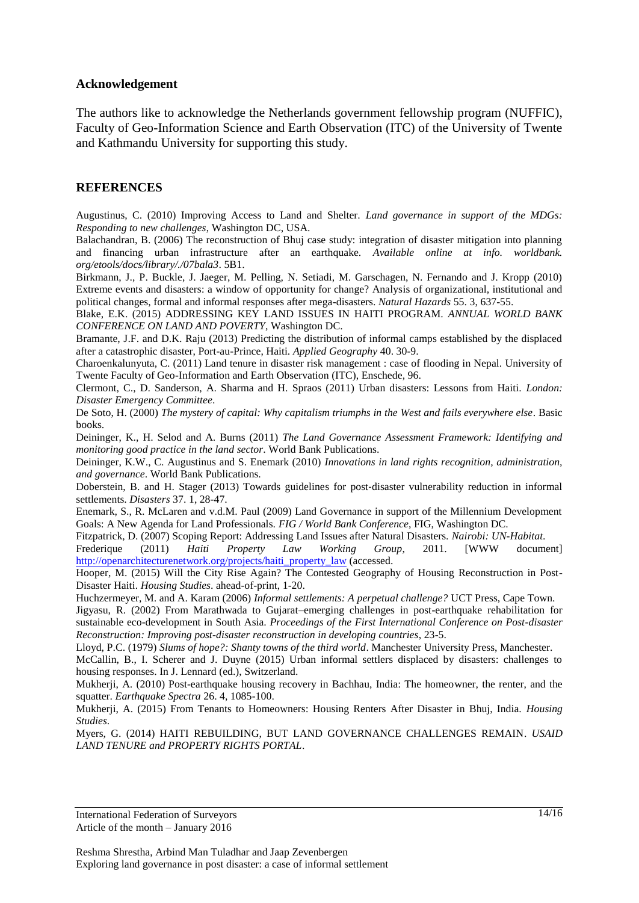## Acknowledgement

The authors like to acknowledge the Netherlands government fellowship program (NUFFIC), Faculty of Geo-Information Science and Earth Observation (ITC) of the University of Twente and Kathmandu University for supporting this study.

## REFERENCES

Augustinus, C. (2010) Improving Access to Land and Shelter. *Land governance in support of the MDGs: Responding to new challenges*, Washington DC, USA.

Balachandran, B. (2006) The reconstruction of Bhuj case study: integration of disaster mitigation into planning and financing urban infrastructure after an earthquake. *Available online at info. worldbank. org/etools/docs/library/./07bala3*. 5B1.

Birkmann, J., P. Buckle, J. Jaeger, M. Pelling, N. Setiadi, M. Garschagen, N. Fernando and J. Kropp (2010) Extreme events and disasters: a window of opportunity for change? Analysis of organizational, institutional and political changes, formal and informal responses after mega-disasters. *Natural Hazards* 55. 3, 637-55.

Blake, E.K. (2015) ADDRESSING KEY LAND ISSUES IN HAITI PROGRAM. *ANNUAL WORLD BANK CONFERENCE ON LAND AND POVERTY*, Washington DC.

Bramante, J.F. and D.K. Raju (2013) Predicting the distribution of informal camps established by the displaced after a catastrophic disaster, Port-au-Prince, Haiti. *Applied Geography* 40. 30-9.

Charoenkalunyuta, C. (2011) Land tenure in disaster risk management : case of flooding in Nepal. University of Twente Faculty of Geo-Information and Earth Observation (ITC), Enschede, 96.

Clermont, C., D. Sanderson, A. Sharma and H. Spraos (2011) Urban disasters: Lessons from Haiti. *London: Disaster Emergency Committee*.

De Soto, H. (2000) *The mystery of capital: Why capitalism triumphs in the West and fails everywhere else*. Basic books.

Deininger, K., H. Selod and A. Burns (2011) *The Land Governance Assessment Framework: Identifying and monitoring good practice in the land sector*. World Bank Publications.

Deininger, K.W., C. Augustinus and S. Enemark (2010) *Innovations in land rights recognition, administration, and governance*. World Bank Publications.

Doberstein, B. and H. Stager (2013) Towards guidelines for post-disaster vulnerability reduction in informal settlements. *Disasters* 37. 1, 28-47.

Enemark, S., R. McLaren and v.d.M. Paul (2009) Land Governance in support of the Millennium Development Goals: A New Agenda for Land Professionals. *FIG / World Bank Conference*, FIG, Washington DC.

Fitzpatrick, D. (2007) Scoping Report: Addressing Land Issues after Natural Disasters. *Nairobi: UN-Habitat*.

Frederique (2011) *Haiti Property Law Working Group*, 2011. [WWW document] [http://openarchitecturenetwork.org/projects/haiti_property_law](http://openarchitecturenetwork.org/projects/haiti_property_law) (accessed.

Hooper, M. (2015) Will the City Rise Again? The Contested Geography of Housing Reconstruction in Post-Disaster Haiti. *Housing Studies*. ahead-of-print, 1-20.

Huchzermeyer, M. and A. Karam (2006) *Informal settlements: A perpetual challenge?* UCT Press, Cape Town.

Jigyasu, R. (2002) From Marathwada to Gujarat–emerging challenges in post-earthquake rehabilitation for sustainable eco-development in South Asia. *Proceedings of the First International Conference on Post-disaster Reconstruction: Improving post-disaster reconstruction in developing countries*, 23-5.

Lloyd, P.C. (1979) *Slums of hope?: Shanty towns of the third world*. Manchester University Press, Manchester.

McCallin, B., I. Scherer and J. Duyne (2015) Urban informal settlers displaced by disasters: challenges to housing responses. In J. Lennard (ed.), Switzerland.

Mukherji, A. (2010) Post-earthquake housing recovery in Bachhau, India: The homeowner, the renter, and the squatter. *Earthquake Spectra* 26. 4, 1085-100.

Mukherji, A. (2015) From Tenants to Homeowners: Housing Renters After Disaster in Bhuj, India. *Housing Studies*.

Myers, G. (2014) HAITI REBUILDING, BUT LAND GOVERNANCE CHALLENGES REMAIN. *USAID LAND TENURE and PROPERTY RIGHTS PORTAL*.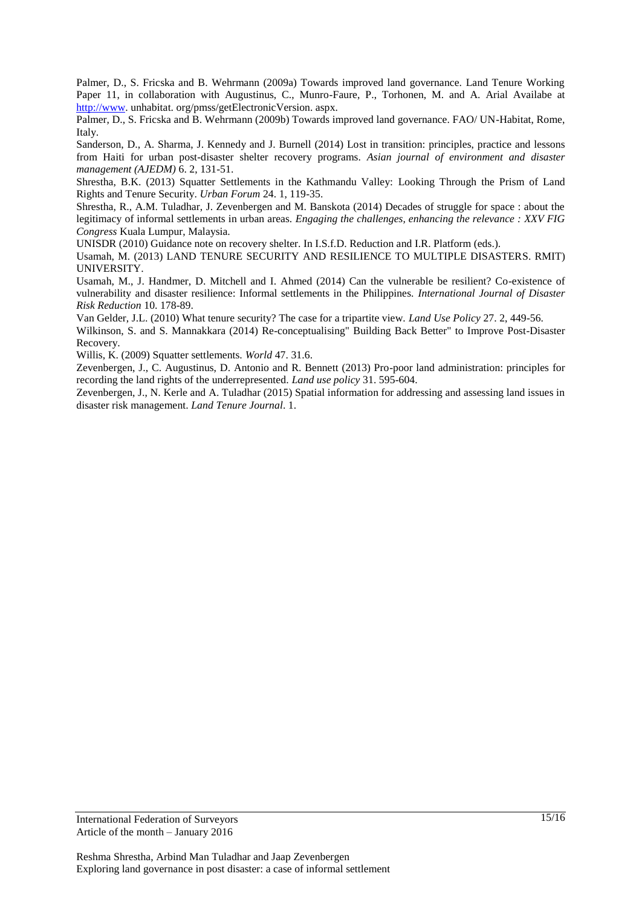Palmer, D., S. Fricska and B. Wehrmann (2009a) Towards improved land governance. Land Tenure Working Paper 11, in collaboration with Augustinus, C., Munro-Faure, P., Torhonen, M. and A. Arial Availabe at [http://www](http://www). unhabitat. org/pmss/getElectronicVersion. aspx.

Palmer, D., S. Fricska and B. Wehrmann (2009b) Towards improved land governance. FAO/ UN-Habitat, Rome, Italy.

Sanderson, D., A. Sharma, J. Kennedy and J. Burnell (2014) Lost in transition: principles, practice and lessons from Haiti for urban post-disaster shelter recovery programs. *Asian journal of environment and disaster management (AJEDM)* 6. 2, 131-51.

Shrestha, B.K. (2013) Squatter Settlements in the Kathmandu Valley: Looking Through the Prism of Land Rights and Tenure Security. *Urban Forum* 24. 1, 119-35.

Shrestha, R., A.M. Tuladhar, J. Zevenbergen and M. Banskota (2014) Decades of struggle for space : about the legitimacy of informal settlements in urban areas. *Engaging the challenges, enhancing the relevance : XXV FIG Congress* Kuala Lumpur, Malaysia.

UNISDR (2010) Guidance note on recovery shelter. In I.S.f.D. Reduction and I.R. Platform (eds.).

Usamah, M. (2013) LAND TENURE SECURITY AND RESILIENCE TO MULTIPLE DISASTERS. RMIT) UNIVERSITY.

Usamah, M., J. Handmer, D. Mitchell and I. Ahmed (2014) Can the vulnerable be resilient? Co-existence of vulnerability and disaster resilience: Informal settlements in the Philippines. *International Journal of Disaster Risk Reduction* 10. 178-89.

Van Gelder, J.L. (2010) What tenure security? The case for a tripartite view. *Land Use Policy* 27. 2, 449-56.

Wilkinson, S. and S. Mannakkara (2014) Re-conceptualising" Building Back Better" to Improve Post-Disaster Recovery.

Willis, K. (2009) Squatter settlements. *World* 47. 31.6.

Zevenbergen, J., C. Augustinus, D. Antonio and R. Bennett (2013) Pro-poor land administration: principles for recording the land rights of the underrepresented. *Land use policy* 31. 595-604.

Zevenbergen, J., N. Kerle and A. Tuladhar (2015) Spatial information for addressing and assessing land issues in disaster risk management. *Land Tenure Journal*. 1.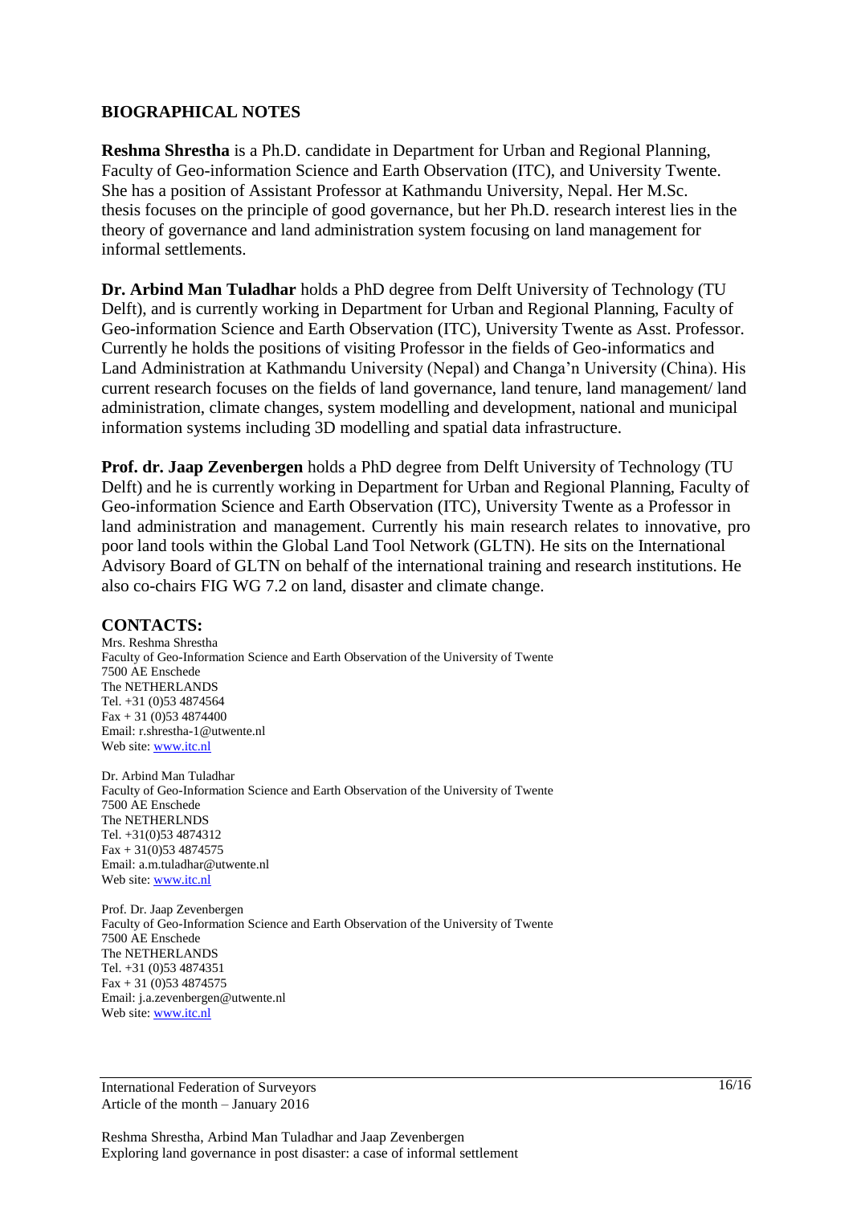## BIOGRAPHICAL NOTES

**Reshma Shrestha** is a Ph.D. candidate in Department for Urban and Regional Planning, Faculty of Geo-information Science and Earth Observation (ITC), and University Twente. She has a position of Assistant Professor at Kathmandu University, Nepal. Her M.Sc. thesis focuses on the principle of good governance, but her Ph.D. research interest lies in the theory of governance and land administration system focusing on land management for informal settlements.

**Dr. Arbind Man Tuladhar** holds a PhD degree from Delft University of Technology (TU Delft), and is currently working in Department for Urban and Regional Planning, Faculty of Geo-information Science and Earth Observation (ITC), University Twente as Asst. Professor. Currently he holds the positions of visiting Professor in the fields of Geo-informatics and Land Administration at Kathmandu University (Nepal) and Changa'n University (China). His current research focuses on the fields of land governance, land tenure, land management/ land administration, climate changes, system modelling and development, national and municipal information systems including 3D modelling and spatial data infrastructure.

**Prof. dr. Jaap Zevenbergen** holds a PhD degree from Delft University of Technology (TU Delft) and he is currently working in Department for Urban and Regional Planning, Faculty of Geo-information Science and Earth Observation (ITC), University Twente as a Professor in land administration and management. Currently his main research relates to innovative, pro poor land tools within the Global Land Tool Network (GLTN). He sits on the International Advisory Board of GLTN on behalf of the international training and research institutions. He also co-chairs FIG WG 7.2 on land, disaster and climate change.

## CONTACTS:

Mrs. Reshma Shrestha
Faculty of Geo-Information Science and Earth Observation of the University of Twente
7500 AE Enschede
The NETHERLANDS
Tel. +31 (0)53 4874564
Fax + 31 (0)53 4874400
Email: r.shrestha-1@utwente.nl
Web site: www.itc.nl

Dr. Arbind Man Tuladhar
Faculty of Geo-Information Science and Earth Observation of the University of Twente
7500 AE Enschede
The NETHERLNDS
Tel. +31(0)53 4874312
Fax + 31(0)53 4874575
Email: a.m.tuladhar@utwente.nl
Web site: www.itc.nl

Prof. Dr. Jaap Zevenbergen
Faculty of Geo-Information Science and Earth Observation of the University of Twente
7500 AE Enschede
The NETHERLANDS
Tel. +31 (0)53 4874351
Fax + 31 (0)53 4874575
Email: j.a.zevenbergen@utwente.nl
Web site: www.itc.nl